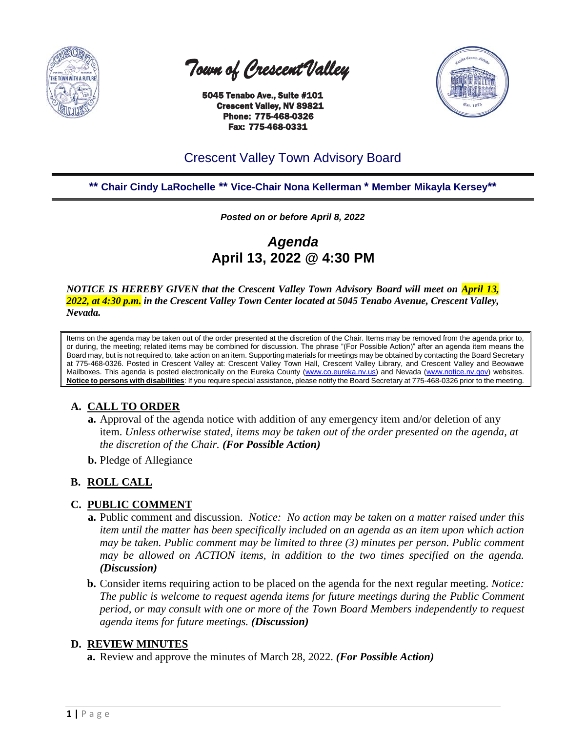# Town of Crescent Valley

5045 Tenabo Ave., Suite #101
Crescent Valley, NV 89821
Phone: 775-468-0326
Fax: 775-468-0331

## Crescent Valley Town Advisory Board

**\*\* Chair Cindy LaRochelle \*\* Vice-Chair Nona Kellerman \* Member Mikayla Kersey\*\***

***Posted on or before April 8, 2022***

## *Agenda*
## April 13, 2022 @ 4:30 PM

***NOTICE IS HEREBY GIVEN that the Crescent Valley Town Advisory Board will meet on April 13, 2022, at 4:30 p.m. in the Crescent Valley Town Center located at 5045 Tenabo Avenue, Crescent Valley, Nevada.***

Items on the agenda may be taken out of the order presented at the discretion of the Chair. Items may be removed from the agenda prior to, or during, the meeting; related items may be combined for discussion. The phrase "(For Possible Action)" after an agenda item means the Board may, but is not required to, take action on an item. Supporting materials for meetings may be obtained by contacting the Board Secretary at 775-468-0326. Posted in Crescent Valley at: Crescent Valley Town Hall, Crescent Valley Library, and Crescent Valley and Beowawe Mailboxes. This agenda is posted electronically on the Eureka County (www.co.eureka.nv.us) and Nevada (www.notice.nv.gov) websites. **Notice to persons with disabilities**: If you require special assistance, please notify the Board Secretary at 775-468-0326 prior to the meeting.

### A. CALL TO ORDER

**a.** Approval of the agenda notice with addition of any emergency item and/or deletion of any item. *Unless otherwise stated, items may be taken out of the order presented on the agenda, at the discretion of the Chair.* ***(For Possible Action)***

**b.** Pledge of Allegiance

### B. ROLL CALL

### C. PUBLIC COMMENT

**a.** Public comment and discussion. *Notice: No action may be taken on a matter raised under this item until the matter has been specifically included on an agenda as an item upon which action may be taken. Public comment may be limited to three (3) minutes per person. Public comment may be allowed on ACTION items, in addition to the two times specified on the agenda.* ***(Discussion)***

**b.** Consider items requiring action to be placed on the agenda for the next regular meeting. *Notice: The public is welcome to request agenda items for future meetings during the Public Comment period, or may consult with one or more of the Town Board Members independently to request agenda items for future meetings.* ***(Discussion)***

### D. REVIEW MINUTES

**a.** Review and approve the minutes of March 28, 2022. ***(For Possible Action)***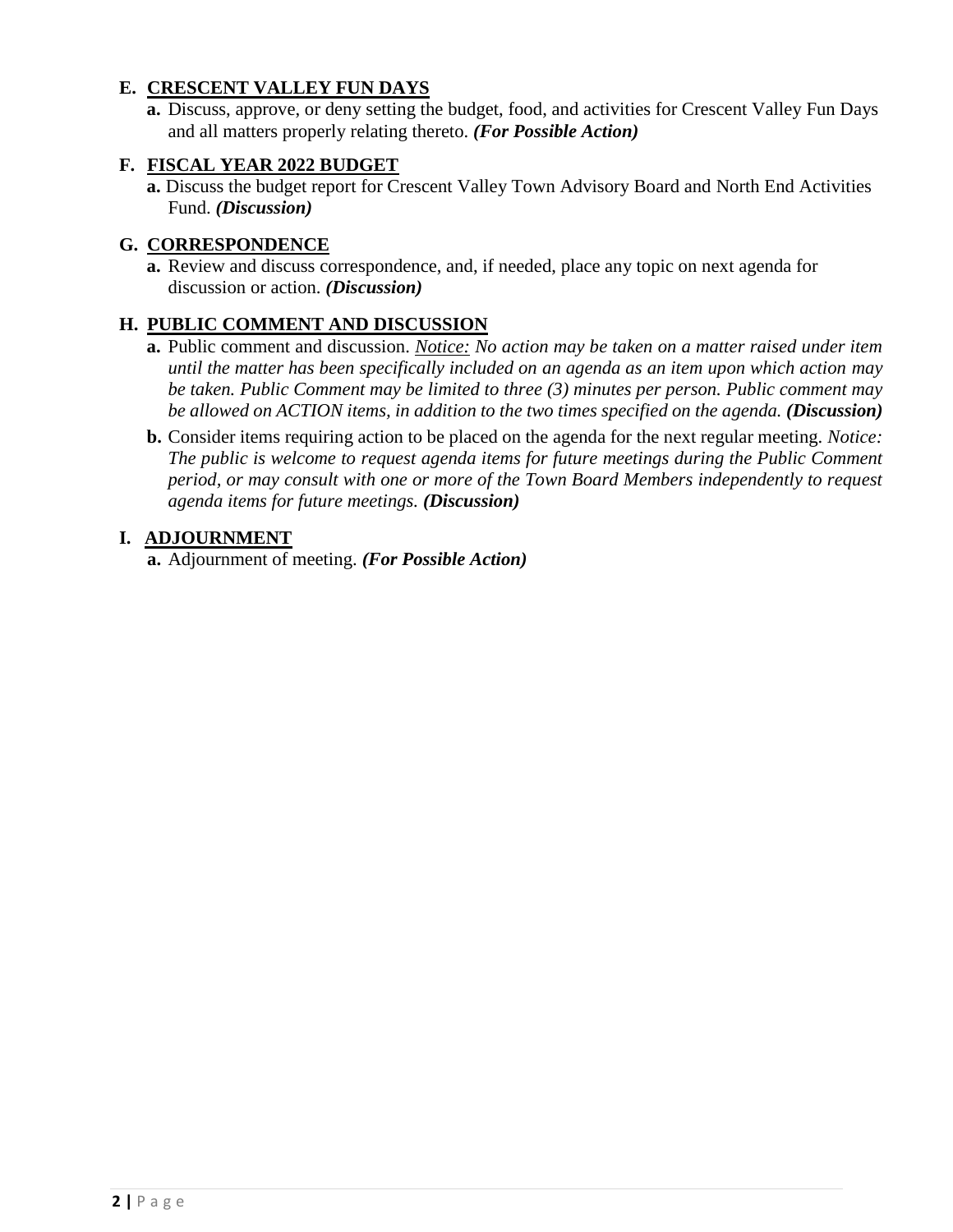## E. CRESCENT VALLEY FUN DAYS

**a.** Discuss, approve, or deny setting the budget, food, and activities for Crescent Valley Fun Days and all matters properly relating thereto. ***(For Possible Action)***

## F. FISCAL YEAR 2022 BUDGET

**a.** Discuss the budget report for Crescent Valley Town Advisory Board and North End Activities Fund. ***(Discussion)***

## G. CORRESPONDENCE

**a.** Review and discuss correspondence, and, if needed, place any topic on next agenda for discussion or action. ***(Discussion)***

## H. PUBLIC COMMENT AND DISCUSSION

**a.** Public comment and discussion. *Notice: No action may be taken on a matter raised under item until the matter has been specifically included on an agenda as an item upon which action may be taken. Public Comment may be limited to three (3) minutes per person. Public comment may be allowed on ACTION items, in addition to the two times specified on the agenda.* ***(Discussion)***

**b.** Consider items requiring action to be placed on the agenda for the next regular meeting. *Notice: The public is welcome to request agenda items for future meetings during the Public Comment period, or may consult with one or more of the Town Board Members independently to request agenda items for future meetings.* ***(Discussion)***

## I. ADJOURNMENT

**a.** Adjournment of meeting. ***(For Possible Action)***